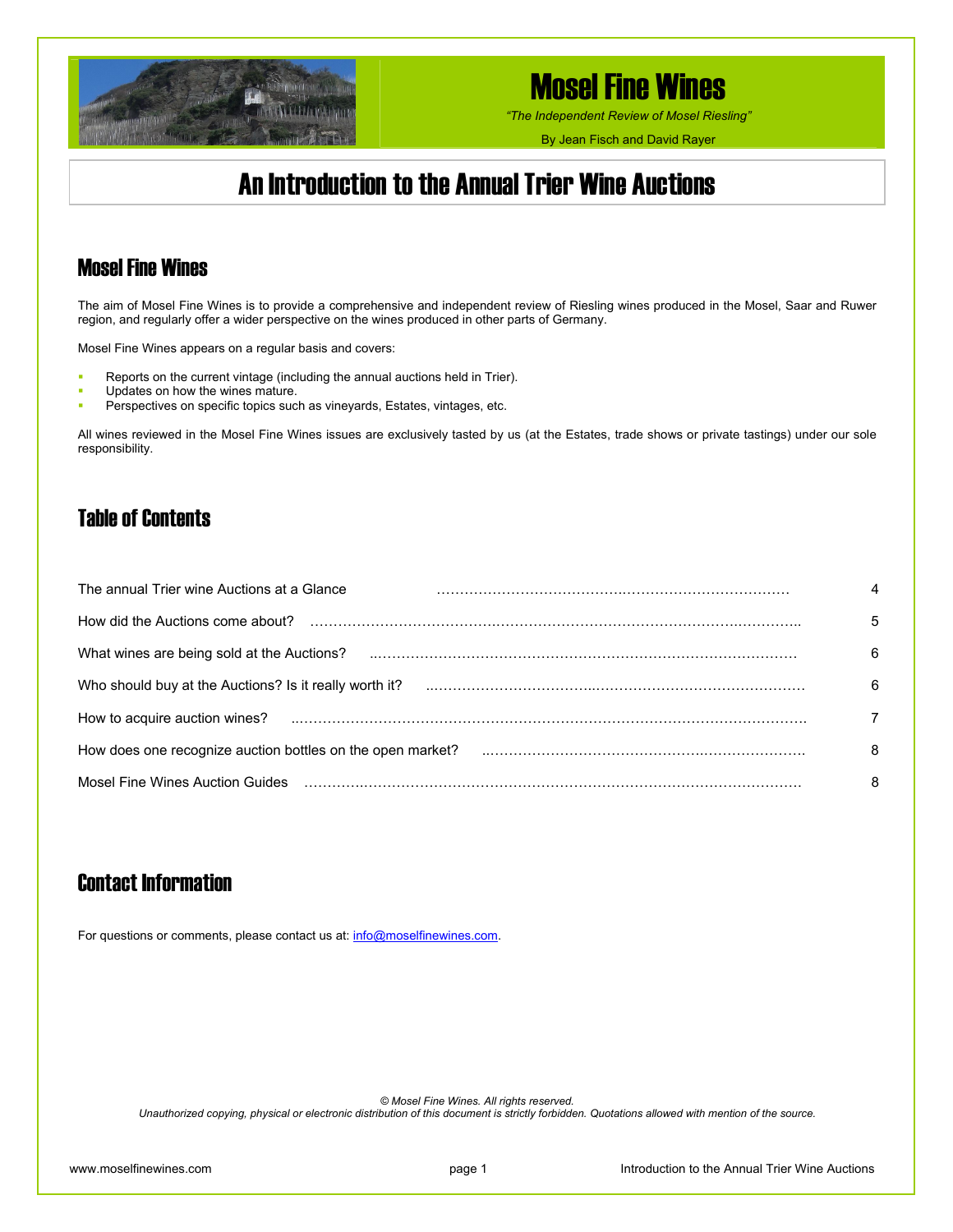# Mosel Fine Wines

*"The Independent Review of Mosel Riesling"*

By Jean Fisch and David Rayer

# An Introduction to the Annual Trier Wine Auctions

## Mosel Fine Wines

The aim of Mosel Fine Wines is to provide a comprehensive and independent review of Riesling wines produced in the Mosel, Saar and Ruwer region, and regularly offer a wider perspective on the wines produced in other parts of Germany.

Mosel Fine Wines appears on a regular basis and covers:

- Reports on the current vintage (including the annual auctions held in Trier).
- Updates on how the wines mature.
- Perspectives on specific topics such as vineyards, Estates, vintages, etc.

All wines reviewed in the Mosel Fine Wines issues are exclusively tasted by us (at the Estates, trade shows or private tastings) under our sole responsibility.

## Table of Contents

| | |
|---|---|
| The annual Trier wine Auctions at a Glance | 4 |
| How did the Auctions come about? | 5 |
| What wines are being sold at the Auctions? | 6 |
| Who should buy at the Auctions? Is it really worth it? | 6 |
| How to acquire auction wines? | 7 |
| How does one recognize auction bottles on the open market? | 8 |
| Mosel Fine Wines Auction Guides | 8 |

## Contact Information

For questions or comments, please contact us at: info@moselfinewines.com.

*© Mosel Fine Wines. All rights reserved.*
*Unauthorized copying, physical or electronic distribution of this document is strictly forbidden. Quotations allowed with mention of the source.*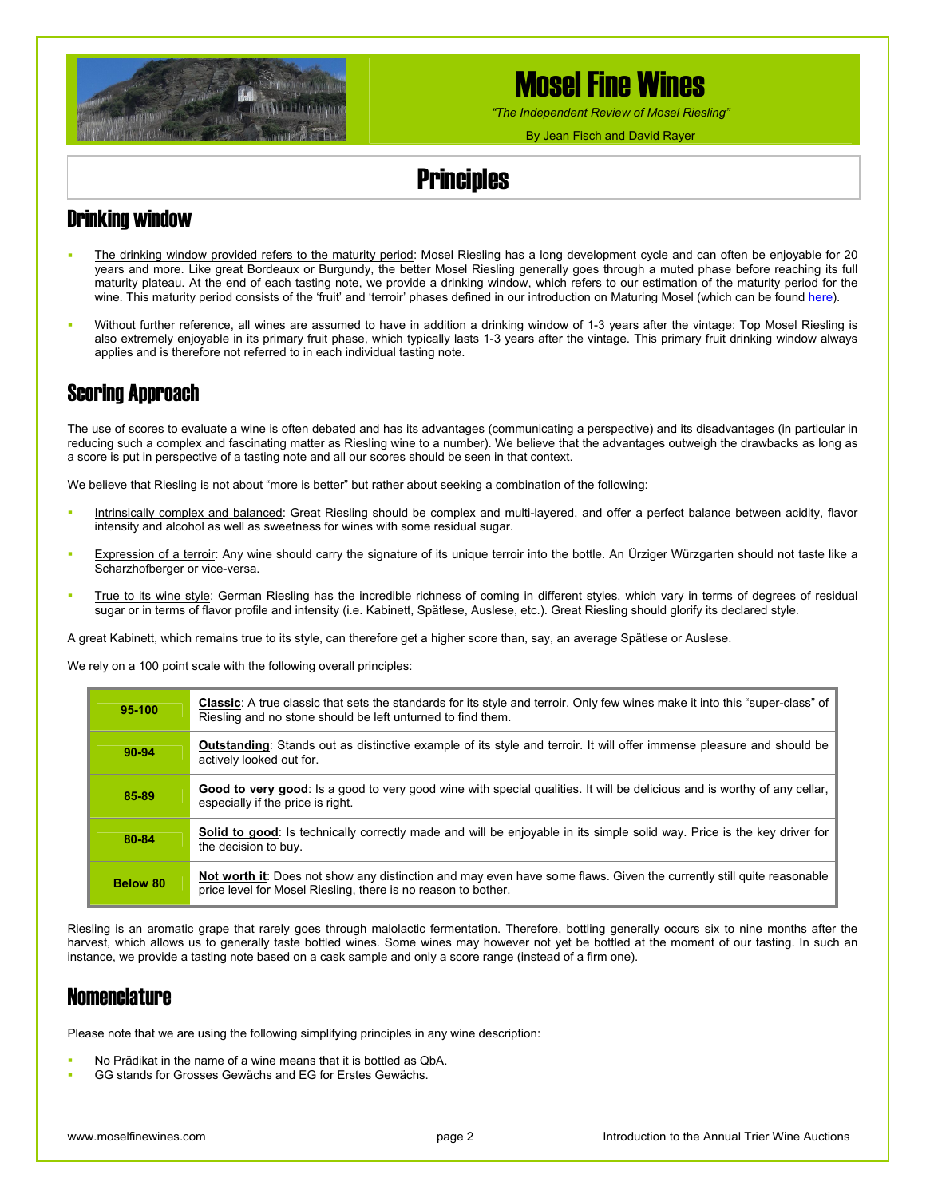# Mosel Fine Wines

*"The Independent Review of Mosel Riesling"*

By Jean Fisch and David Rayer

# Principles

## Drinking window

- The drinking window provided refers to the maturity period: Mosel Riesling has a long development cycle and can often be enjoyable for 20 years and more. Like great Bordeaux or Burgundy, the better Mosel Riesling generally goes through a muted phase before reaching its full maturity plateau. At the end of each tasting note, we provide a drinking window, which refers to our estimation of the maturity period for the wine. This maturity period consists of the 'fruit' and 'terroir' phases defined in our introduction on Maturing Mosel (which can be found here).
- Without further reference, all wines are assumed to have in addition a drinking window of 1-3 years after the vintage: Top Mosel Riesling is also extremely enjoyable in its primary fruit phase, which typically lasts 1-3 years after the vintage. This primary fruit drinking window always applies and is therefore not referred to in each individual tasting note.

## Scoring Approach

The use of scores to evaluate a wine is often debated and has its advantages (communicating a perspective) and its disadvantages (in particular in reducing such a complex and fascinating matter as Riesling wine to a number). We believe that the advantages outweigh the drawbacks as long as a score is put in perspective of a tasting note and all our scores should be seen in that context.

We believe that Riesling is not about "more is better" but rather about seeking a combination of the following:

- Intrinsically complex and balanced: Great Riesling should be complex and multi-layered, and offer a perfect balance between acidity, flavor intensity and alcohol as well as sweetness for wines with some residual sugar.
- Expression of a terroir: Any wine should carry the signature of its unique terroir into the bottle. An Ürziger Würzgarten should not taste like a Scharzhofberger or vice-versa.
- True to its wine style: German Riesling has the incredible richness of coming in different styles, which vary in terms of degrees of residual sugar or in terms of flavor profile and intensity (i.e. Kabinett, Spätlese, Auslese, etc.). Great Riesling should glorify its declared style.

A great Kabinett, which remains true to its style, can therefore get a higher score than, say, an average Spätlese or Auslese.

We rely on a 100 point scale with the following overall principles:

| Score | Description |
|---|---|
| **95-100** | **Classic**: A true classic that sets the standards for its style and terroir. Only few wines make it into this "super-class" of Riesling and no stone should be left unturned to find them. |
| **90-94** | **Outstanding**: Stands out as distinctive example of its style and terroir. It will offer immense pleasure and should be actively looked out for. |
| **85-89** | **Good to very good**: Is a good to very good wine with special qualities. It will be delicious and is worthy of any cellar, especially if the price is right. |
| **80-84** | **Solid to good**: Is technically correctly made and will be enjoyable in its simple solid way. Price is the key driver for the decision to buy. |
| **Below 80** | **Not worth it**: Does not show any distinction and may even have some flaws. Given the currently still quite reasonable price level for Mosel Riesling, there is no reason to bother. |

Riesling is an aromatic grape that rarely goes through malolactic fermentation. Therefore, bottling generally occurs six to nine months after the harvest, which allows us to generally taste bottled wines. Some wines may however not yet be bottled at the moment of our tasting. In such an instance, we provide a tasting note based on a cask sample and only a score range (instead of a firm one).

## Nomenclature

Please note that we are using the following simplifying principles in any wine description:

- No Prädikat in the name of a wine means that it is bottled as QbA.
- GG stands for Grosses Gewächs and EG for Erstes Gewächs.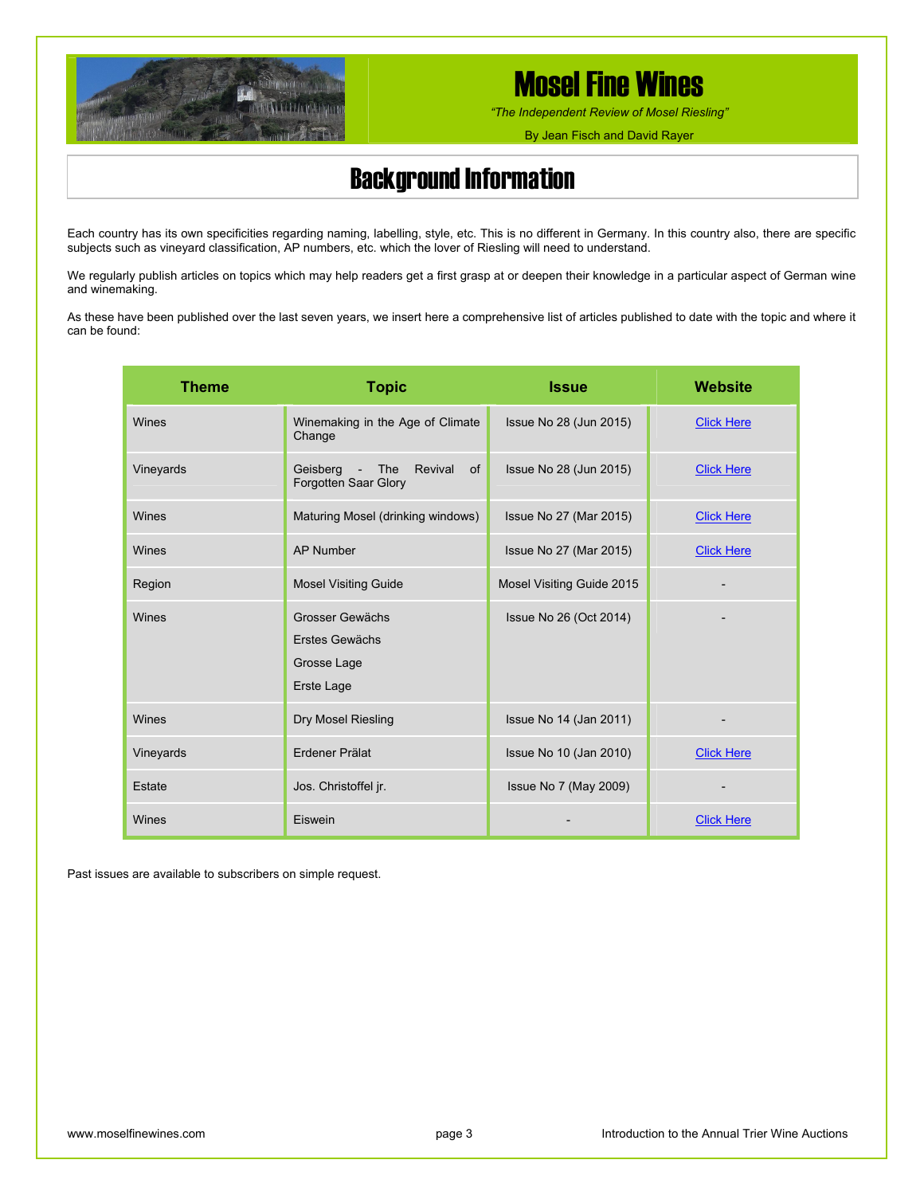# Mosel Fine Wines

*"The Independent Review of Mosel Riesling"*

By Jean Fisch and David Rayer

## Background Information

Each country has its own specificities regarding naming, labelling, style, etc. This is no different in Germany. In this country also, there are specific subjects such as vineyard classification, AP numbers, etc. which the lover of Riesling will need to understand.

We regularly publish articles on topics which may help readers get a first grasp at or deepen their knowledge in a particular aspect of German wine and winemaking.

As these have been published over the last seven years, we insert here a comprehensive list of articles published to date with the topic and where it can be found:

| Theme | Topic | Issue | Website |
|---|---|---|---|
| Wines | Winemaking in the Age of Climate Change | Issue No 28 (Jun 2015) | Click Here |
| Vineyards | Geisberg - The Revival of Forgotten Saar Glory | Issue No 28 (Jun 2015) | Click Here |
| Wines | Maturing Mosel (drinking windows) | Issue No 27 (Mar 2015) | Click Here |
| Wines | AP Number | Issue No 27 (Mar 2015) | Click Here |
| Region | Mosel Visiting Guide | Mosel Visiting Guide 2015 | - |
| Wines | Grosser Gewächs<br>Erstes Gewächs<br>Grosse Lage<br>Erste Lage | Issue No 26 (Oct 2014) | - |
| Wines | Dry Mosel Riesling | Issue No 14 (Jan 2011) | - |
| Vineyards | Erdener Prälat | Issue No 10 (Jan 2010) | Click Here |
| Estate | Jos. Christoffel jr. | Issue No 7 (May 2009) | - |
| Wines | Eiswein | - | Click Here |

Past issues are available to subscribers on simple request.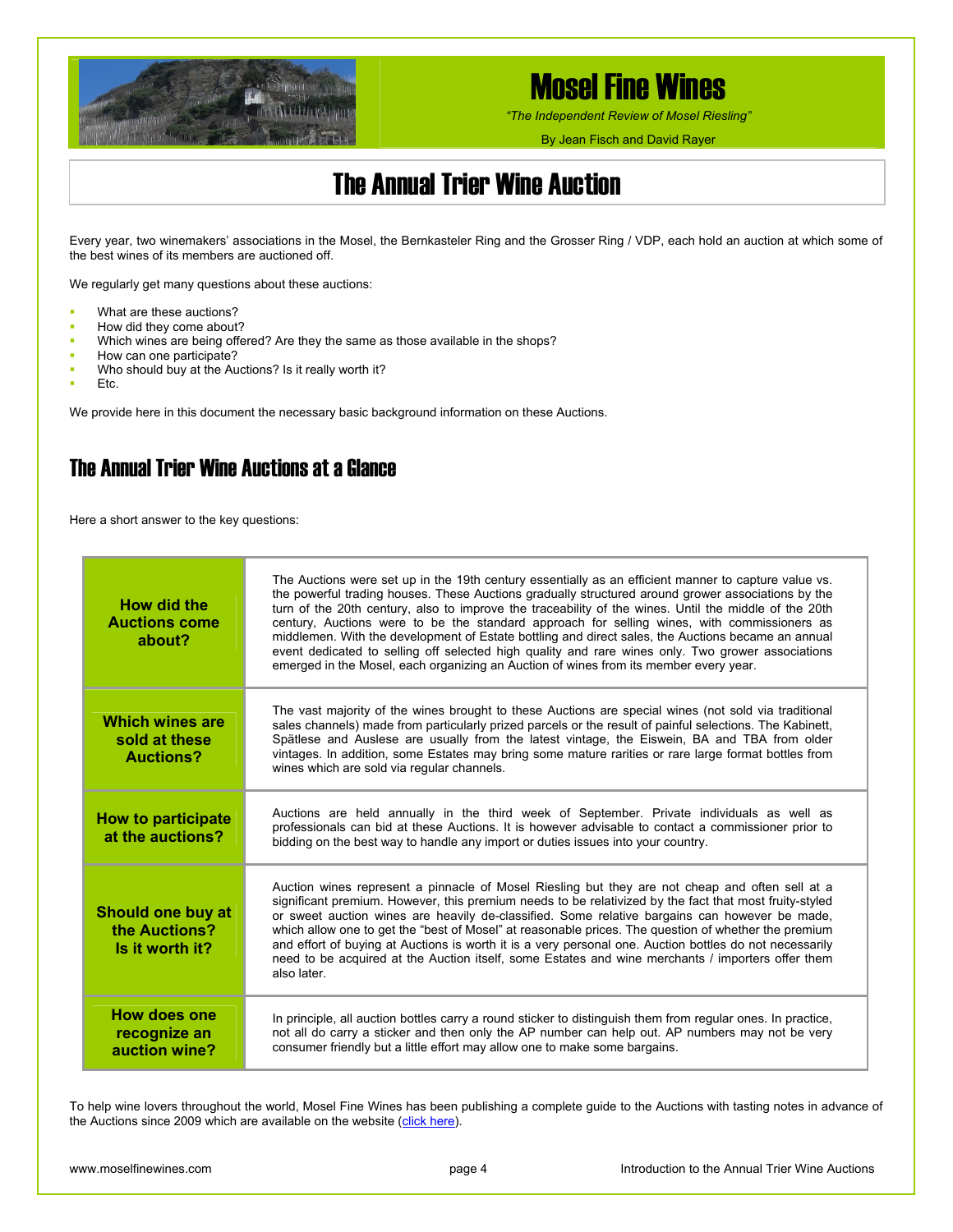# Mosel Fine Wines

*"The Independent Review of Mosel Riesling"*

By Jean Fisch and David Rayer

# The Annual Trier Wine Auction

Every year, two winemakers' associations in the Mosel, the Bernkasteler Ring and the Grosser Ring / VDP, each hold an auction at which some of the best wines of its members are auctioned off.

We regularly get many questions about these auctions:

- What are these auctions?
- How did they come about?
- Which wines are being offered? Are they the same as those available in the shops?
- How can one participate?
- Who should buy at the Auctions? Is it really worth it?
- Etc.

We provide here in this document the necessary basic background information on these Auctions.

## The Annual Trier Wine Auctions at a Glance

Here a short answer to the key questions:

| | |
|---|---|
| **How did the Auctions come about?** | The Auctions were set up in the 19th century essentially as an efficient manner to capture value vs. the powerful trading houses. These Auctions gradually structured around grower associations by the turn of the 20th century, also to improve the traceability of the wines. Until the middle of the 20th century, Auctions were to be the standard approach for selling wines, with commissioners as middlemen. With the development of Estate bottling and direct sales, the Auctions became an annual event dedicated to selling off selected high quality and rare wines only. Two grower associations emerged in the Mosel, each organizing an Auction of wines from its member every year. |
| **Which wines are sold at these Auctions?** | The vast majority of the wines brought to these Auctions are special wines (not sold via traditional sales channels) made from particularly prized parcels or the result of painful selections. The Kabinett, Spätlese and Auslese are usually from the latest vintage, the Eiswein, BA and TBA from older vintages. In addition, some Estates may bring some mature rarities or rare large format bottles from wines which are sold via regular channels. |
| **How to participate at the auctions?** | Auctions are held annually in the third week of September. Private individuals as well as professionals can bid at these Auctions. It is however advisable to contact a commissioner prior to bidding on the best way to handle any import or duties issues into your country. |
| **Should one buy at the Auctions? Is it worth it?** | Auction wines represent a pinnacle of Mosel Riesling but they are not cheap and often sell at a significant premium. However, this premium needs to be relativized by the fact that most fruity-styled or sweet auction wines are heavily de-classified. Some relative bargains can however be made, which allow one to get the "best of Mosel" at reasonable prices. The question of whether the premium and effort of buying at Auctions is worth it is a very personal one. Auction bottles do not necessarily need to be acquired at the Auction itself, some Estates and wine merchants / importers offer them also later. |
| **How does one recognize an auction wine?** | In principle, all auction bottles carry a round sticker to distinguish them from regular ones. In practice, not all do carry a sticker and then only the AP number can help out. AP numbers may not be very consumer friendly but a little effort may allow one to make some bargains. |

To help wine lovers throughout the world, Mosel Fine Wines has been publishing a complete guide to the Auctions with tasting notes in advance of the Auctions since 2009 which are available on the website (click here).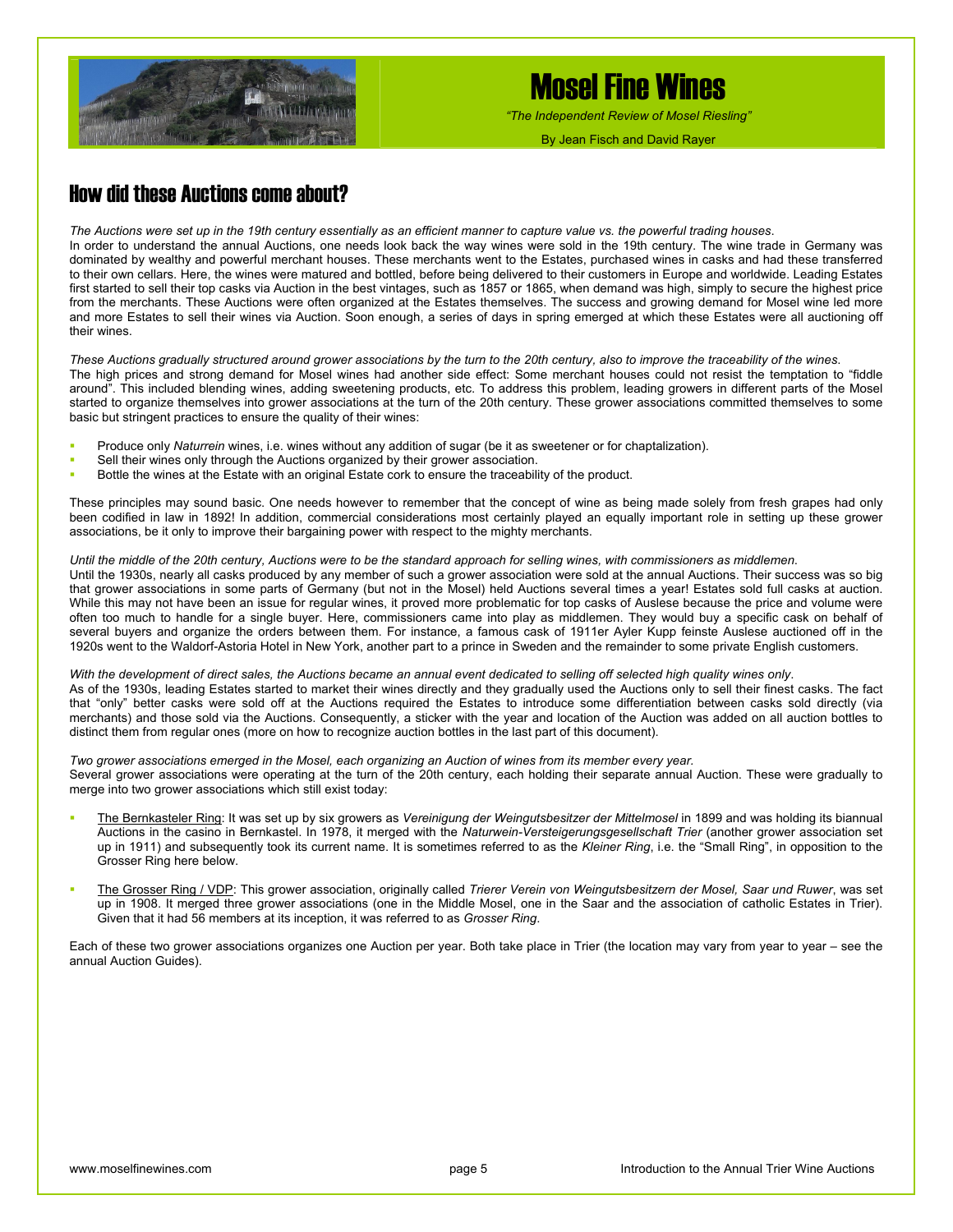## How did these Auctions come about?

*The Auctions were set up in the 19th century essentially as an efficient manner to capture value vs. the powerful trading houses.*

In order to understand the annual Auctions, one needs look back the way wines were sold in the 19th century. The wine trade in Germany was dominated by wealthy and powerful merchant houses. These merchants went to the Estates, purchased wines in casks and had these transferred to their own cellars. Here, the wines were matured and bottled, before being delivered to their customers in Europe and worldwide. Leading Estates first started to sell their top casks via Auction in the best vintages, such as 1857 or 1865, when demand was high, simply to secure the highest price from the merchants. These Auctions were often organized at the Estates themselves. The success and growing demand for Mosel wine led more and more Estates to sell their wines via Auction. Soon enough, a series of days in spring emerged at which these Estates were all auctioning off their wines.

*These Auctions gradually structured around grower associations by the turn to the 20th century, also to improve the traceability of the wines.*

The high prices and strong demand for Mosel wines had another side effect: Some merchant houses could not resist the temptation to "fiddle around". This included blending wines, adding sweetening products, etc. To address this problem, leading growers in different parts of the Mosel started to organize themselves into grower associations at the turn of the 20th century. These grower associations committed themselves to some basic but stringent practices to ensure the quality of their wines:

- Produce only *Naturrein* wines, i.e. wines without any addition of sugar (be it as sweetener or for chaptalization).
- Sell their wines only through the Auctions organized by their grower association.
- Bottle the wines at the Estate with an original Estate cork to ensure the traceability of the product.

These principles may sound basic. One needs however to remember that the concept of wine as being made solely from fresh grapes had only been codified in law in 1892! In addition, commercial considerations most certainly played an equally important role in setting up these grower associations, be it only to improve their bargaining power with respect to the mighty merchants.

*Until the middle of the 20th century, Auctions were to be the standard approach for selling wines, with commissioners as middlemen.*

Until the 1930s, nearly all casks produced by any member of such a grower association were sold at the annual Auctions. Their success was so big that grower associations in some parts of Germany (but not in the Mosel) held Auctions several times a year! Estates sold full casks at auction. While this may not have been an issue for regular wines, it proved more problematic for top casks of Auslese because the price and volume were often too much to handle for a single buyer. Here, commissioners came into play as middlemen. They would buy a specific cask on behalf of several buyers and organize the orders between them. For instance, a famous cask of 1911er Ayler Kupp feinste Auslese auctioned off in the 1920s went to the Waldorf-Astoria Hotel in New York, another part to a prince in Sweden and the remainder to some private English customers.

*With the development of direct sales, the Auctions became an annual event dedicated to selling off selected high quality wines only.*

As of the 1930s, leading Estates started to market their wines directly and they gradually used the Auctions only to sell their finest casks. The fact that "only" better casks were sold off at the Auctions required the Estates to introduce some differentiation between casks sold directly (via merchants) and those sold via the Auctions. Consequently, a sticker with the year and location of the Auction was added on all auction bottles to distinct them from regular ones (more on how to recognize auction bottles in the last part of this document).

*Two grower associations emerged in the Mosel, each organizing an Auction of wines from its member every year.*

Several grower associations were operating at the turn of the 20th century, each holding their separate annual Auction. These were gradually to merge into two grower associations which still exist today:

- The Bernkasteler Ring: It was set up by six growers as *Vereinigung der Weingutsbesitzer der Mittelmosel* in 1899 and was holding its biannual Auctions in the casino in Bernkastel. In 1978, it merged with the *Naturwein-Versteigerungsgesellschaft Trier* (another grower association set up in 1911) and subsequently took its current name. It is sometimes referred to as the *Kleiner Ring*, i.e. the "Small Ring", in opposition to the Grosser Ring here below.

- The Grosser Ring / VDP: This grower association, originally called *Trierer Verein von Weingutsbesitzern der Mosel, Saar und Ruwer*, was set up in 1908. It merged three grower associations (one in the Middle Mosel, one in the Saar and the association of catholic Estates in Trier). Given that it had 56 members at its inception, it was referred to as *Grosser Ring*.

Each of these two grower associations organizes one Auction per year. Both take place in Trier (the location may vary from year to year – see the annual Auction Guides).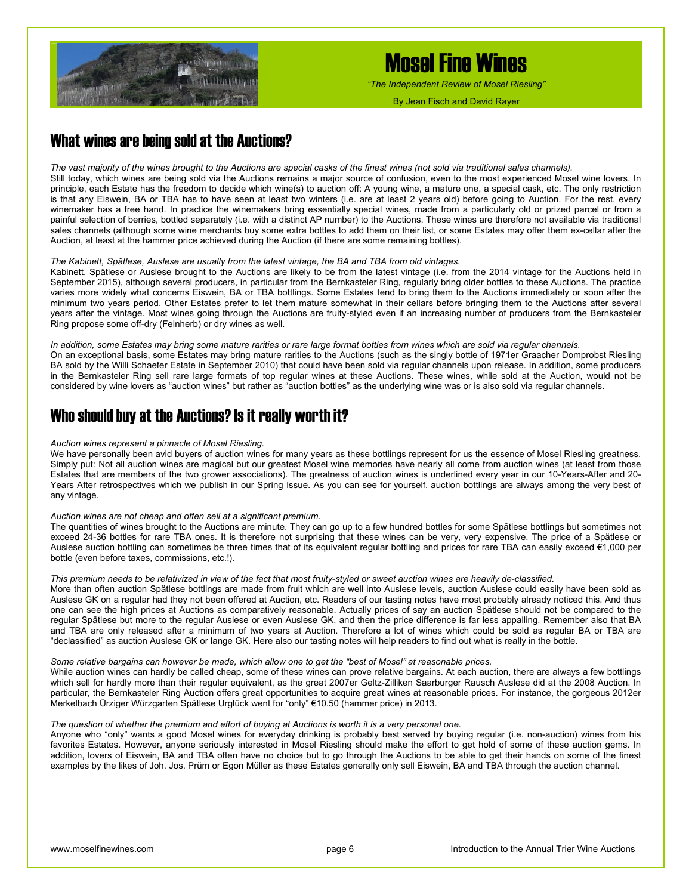## What wines are being sold at the Auctions?

*The vast majority of the wines brought to the Auctions are special casks of the finest wines (not sold via traditional sales channels).*

Still today, which wines are being sold via the Auctions remains a major source of confusion, even to the most experienced Mosel wine lovers. In principle, each Estate has the freedom to decide which wine(s) to auction off: A young wine, a mature one, a special cask, etc. The only restriction is that any Eiswein, BA or TBA has to have seen at least two winters (i.e. are at least 2 years old) before going to Auction. For the rest, every winemaker has a free hand. In practice the winemakers bring essentially special wines, made from a particularly old or prized parcel or from a painful selection of berries, bottled separately (i.e. with a distinct AP number) to the Auctions. These wines are therefore not available via traditional sales channels (although some wine merchants buy some extra bottles to add them on their list, or some Estates may offer them ex-cellar after the Auction, at least at the hammer price achieved during the Auction (if there are some remaining bottles).

*The Kabinett, Spätlese, Auslese are usually from the latest vintage, the BA and TBA from old vintages.*

Kabinett, Spätlese or Auslese brought to the Auctions are likely to be from the latest vintage (i.e. from the 2014 vintage for the Auctions held in September 2015), although several producers, in particular from the Bernkasteler Ring, regularly bring older bottles to these Auctions. The practice varies more widely what concerns Eiswein, BA or TBA bottlings. Some Estates tend to bring them to the Auctions immediately or soon after the minimum two years period. Other Estates prefer to let them mature somewhat in their cellars before bringing them to the Auctions after several years after the vintage. Most wines going through the Auctions are fruity-styled even if an increasing number of producers from the Bernkasteler Ring propose some off-dry (Feinherb) or dry wines as well.

*In addition, some Estates may bring some mature rarities or rare large format bottles from wines which are sold via regular channels.*

On an exceptional basis, some Estates may bring mature rarities to the Auctions (such as the singly bottle of 1971er Graacher Domprobst Riesling BA sold by the Willi Schaefer Estate in September 2010) that could have been sold via regular channels upon release. In addition, some producers in the Bernkasteler Ring sell rare large formats of top regular wines at these Auctions. These wines, while sold at the Auction, would not be considered by wine lovers as "auction wines" but rather as "auction bottles" as the underlying wine was or is also sold via regular channels.

## Who should buy at the Auctions? Is it really worth it?

*Auction wines represent a pinnacle of Mosel Riesling.*

We have personally been avid buyers of auction wines for many years as these bottlings represent for us the essence of Mosel Riesling greatness. Simply put: Not all auction wines are magical but our greatest Mosel wine memories have nearly all come from auction wines (at least from those Estates that are members of the two grower associations). The greatness of auction wines is underlined every year in our 10-Years-After and 20-Years After retrospectives which we publish in our Spring Issue. As you can see for yourself, auction bottlings are always among the very best of any vintage.

*Auction wines are not cheap and often sell at a significant premium.*

The quantities of wines brought to the Auctions are minute. They can go up to a few hundred bottles for some Spätlese bottlings but sometimes not exceed 24-36 bottles for rare TBA ones. It is therefore not surprising that these wines can be very, very expensive. The price of a Spätlese or Auslese auction bottling can sometimes be three times that of its equivalent regular bottling and prices for rare TBA can easily exceed €1,000 per bottle (even before taxes, commissions, etc.!).

*This premium needs to be relativized in view of the fact that most fruity-styled or sweet auction wines are heavily de-classified.*

More than often auction Spätlese bottlings are made from fruit which are well into Auslese levels, auction Auslese could easily have been sold as Auslese GK on a regular had they not been offered at Auction, etc. Readers of our tasting notes have most probably already noticed this. And thus one can see the high prices at Auctions as comparatively reasonable. Actually prices of say an auction Spätlese should not be compared to the regular Spätlese but more to the regular Auslese or even Auslese GK, and then the price difference is far less appalling. Remember also that BA and TBA are only released after a minimum of two years at Auction. Therefore a lot of wines which could be sold as regular BA or TBA are "declassified" as auction Auslese GK or lange GK. Here also our tasting notes will help readers to find out what is really in the bottle.

*Some relative bargains can however be made, which allow one to get the "best of Mosel" at reasonable prices.*

While auction wines can hardly be called cheap, some of these wines can prove relative bargains. At each auction, there are always a few bottlings which sell for hardly more than their regular equivalent, as the great 2007er Geltz-Zilliken Saarburger Rausch Auslese did at the 2008 Auction. In particular, the Bernkasteler Ring Auction offers great opportunities to acquire great wines at reasonable prices. For instance, the gorgeous 2012er Merkelbach Ürziger Würzgarten Spätlese Urglück went for "only" €10.50 (hammer price) in 2013.

*The question of whether the premium and effort of buying at Auctions is worth it is a very personal one.*

Anyone who "only" wants a good Mosel wines for everyday drinking is probably best served by buying regular (i.e. non-auction) wines from his favorites Estates. However, anyone seriously interested in Mosel Riesling should make the effort to get hold of some of these auction gems. In addition, lovers of Eiswein, BA and TBA often have no choice but to go through the Auctions to be able to get their hands on some of the finest examples by the likes of Joh. Jos. Prüm or Egon Müller as these Estates generally only sell Eiswein, BA and TBA through the auction channel.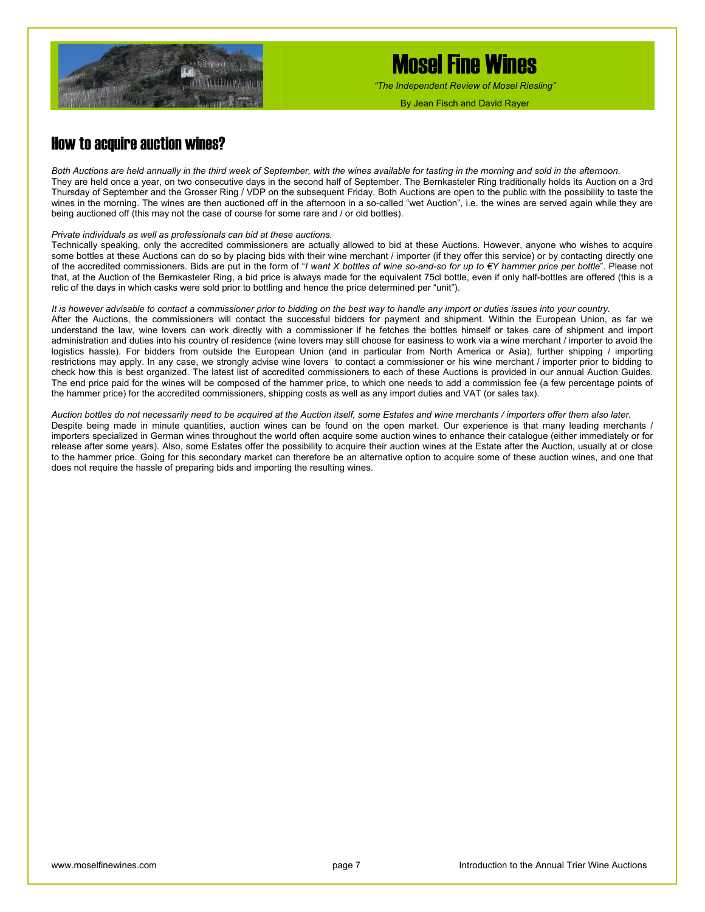## How to acquire auction wines?

*Both Auctions are held annually in the third week of September, with the wines available for tasting in the morning and sold in the afternoon.*
They are held once a year, on two consecutive days in the second half of September. The Bernkasteler Ring traditionally holds its Auction on a 3rd Thursday of September and the Grosser Ring / VDP on the subsequent Friday. Both Auctions are open to the public with the possibility to taste the wines in the morning. The wines are then auctioned off in the afternoon in a so-called "wet Auction", i.e. the wines are served again while they are being auctioned off (this may not the case of course for some rare and / or old bottles).

*Private individuals as well as professionals can bid at these auctions.*
Technically speaking, only the accredited commissioners are actually allowed to bid at these Auctions. However, anyone who wishes to acquire some bottles at these Auctions can do so by placing bids with their wine merchant / importer (if they offer this service) or by contacting directly one of the accredited commissioners. Bids are put in the form of "*I want X bottles of wine so-and-so for up to €Y hammer price per bottle*". Please not that, at the Auction of the Bernkasteler Ring, a bid price is always made for the equivalent 75cl bottle, even if only half-bottles are offered (this is a relic of the days in which casks were sold prior to bottling and hence the price determined per "unit").

*It is however advisable to contact a commissioner prior to bidding on the best way to handle any import or duties issues into your country.*
After the Auctions, the commissioners will contact the successful bidders for payment and shipment. Within the European Union, as far we understand the law, wine lovers can work directly with a commissioner if he fetches the bottles himself or takes care of shipment and import administration and duties into his country of residence (wine lovers may still choose for easiness to work via a wine merchant / importer to avoid the logistics hassle). For bidders from outside the European Union (and in particular from North America or Asia), further shipping / importing restrictions may apply. In any case, we strongly advise wine lovers to contact a commissioner or his wine merchant / importer prior to bidding to check how this is best organized. The latest list of accredited commissioners to each of these Auctions is provided in our annual Auction Guides. The end price paid for the wines will be composed of the hammer price, to which one needs to add a commission fee (a few percentage points of the hammer price) for the accredited commissioners, shipping costs as well as any import duties and VAT (or sales tax).

*Auction bottles do not necessarily need to be acquired at the Auction itself, some Estates and wine merchants / importers offer them also later.*
Despite being made in minute quantities, auction wines can be found on the open market. Our experience is that many leading merchants / importers specialized in German wines throughout the world often acquire some auction wines to enhance their catalogue (either immediately or for release after some years). Also, some Estates offer the possibility to acquire their auction wines at the Estate after the Auction, usually at or close to the hammer price. Going for this secondary market can therefore be an alternative option to acquire some of these auction wines, and one that does not require the hassle of preparing bids and importing the resulting wines.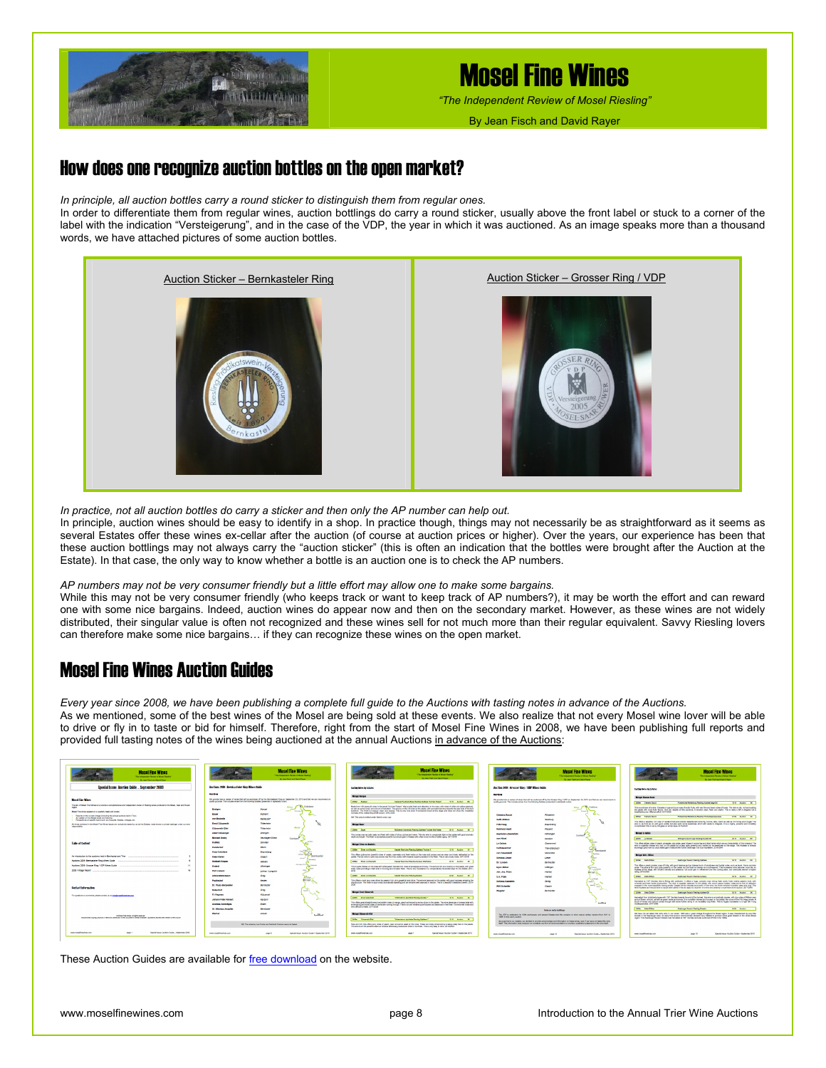# Mosel Fine Wines

*"The Independent Review of Mosel Riesling"*

By Jean Fisch and David Rayer

## How does one recognize auction bottles on the open market?

*In principle, all auction bottles carry a round sticker to distinguish them from regular ones.*

In order to differentiate them from regular wines, auction bottlings do carry a round sticker, usually above the front label or stuck to a corner of the label with the indication "Versteigerung", and in the case of the VDP, the year in which it was auctioned. As an image speaks more than a thousand words, we have attached pictures of some auction bottles.

| Auction Sticker – Bernkasteler Ring | Auction Sticker – Grosser Ring / VDP |
|---|---|

*In practice, not all auction bottles do carry a sticker and then only the AP number can help out.*

In principle, auction wines should be easy to identify in a shop. In practice though, things may not necessarily be as straightforward as it seems as several Estates offer these wines ex-cellar after the auction (of course at auction prices or higher). Over the years, our experience has been that these auction bottlings may not always carry the "auction sticker" (this is often an indication that the bottles were brought after the Auction at the Estate). In that case, the only way to know whether a bottle is an auction one is to check the AP numbers.

*AP numbers may not be very consumer friendly but a little effort may allow one to make some bargains.*

While this may not be very consumer friendly (who keeps track or want to keep track of AP numbers?), it may be worth the effort and can reward one with some nice bargains. Indeed, auction wines do appear now and then on the secondary market. However, as these wines are not widely distributed, their singular value is often not recognized and these wines sell for not much more than their regular equivalent. Savvy Riesling lovers can therefore make some nice bargains… if they can recognize these wines on the open market.

## Mosel Fine Wines Auction Guides

*Every year since 2008, we have been publishing a complete full guide to the Auctions with tasting notes in advance of the Auctions.*

As we mentioned, some of the best wines of the Mosel are being sold at these events. We also realize that not every Mosel wine lover will be able to drive or fly in to taste or bid for himself. Therefore, right from the start of Mosel Fine Wines in 2008, we have been publishing full reports and provided full tasting notes of the wines being auctioned at the annual Auctions in advance of the Auctions:

These Auction Guides are available for free download on the website.